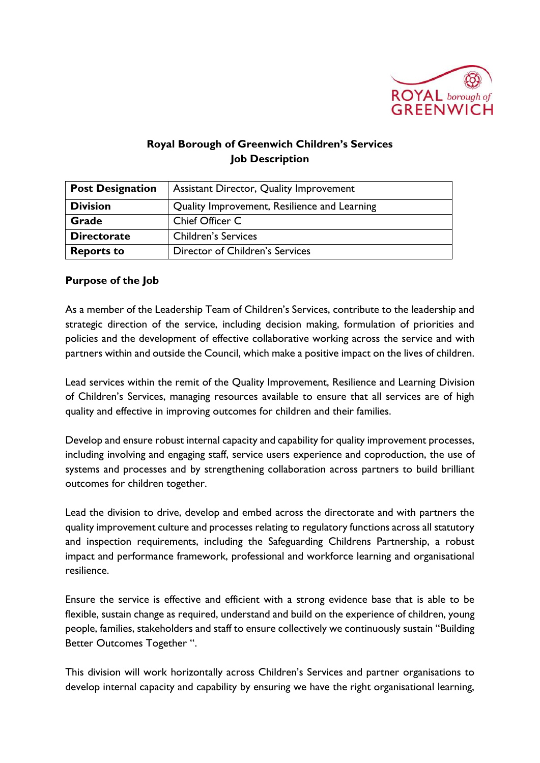# Royal Borough of Greenwich Children's Services
## Job Description

| Post Designation | Assistant Director, Quality Improvement |
|---|---|
| **Division** | Quality Improvement, Resilience and Learning |
| **Grade** | Chief Officer C |
| **Directorate** | Children's Services |
| **Reports to** | Director of Children's Services |

### Purpose of the Job

As a member of the Leadership Team of Children's Services, contribute to the leadership and strategic direction of the service, including decision making, formulation of priorities and policies and the development of effective collaborative working across the service and with partners within and outside the Council, which make a positive impact on the lives of children.

Lead services within the remit of the Quality Improvement, Resilience and Learning Division of Children's Services, managing resources available to ensure that all services are of high quality and effective in improving outcomes for children and their families.

Develop and ensure robust internal capacity and capability for quality improvement processes, including involving and engaging staff, service users experience and coproduction, the use of systems and processes and by strengthening collaboration across partners to build brilliant outcomes for children together.

Lead the division to drive, develop and embed across the directorate and with partners the quality improvement culture and processes relating to regulatory functions across all statutory and inspection requirements, including the Safeguarding Childrens Partnership, a robust impact and performance framework, professional and workforce learning and organisational resilience.

Ensure the service is effective and efficient with a strong evidence base that is able to be flexible, sustain change as required, understand and build on the experience of children, young people, families, stakeholders and staff to ensure collectively we continuously sustain "Building Better Outcomes Together ".

This division will work horizontally across Children's Services and partner organisations to develop internal capacity and capability by ensuring we have the right organisational learning,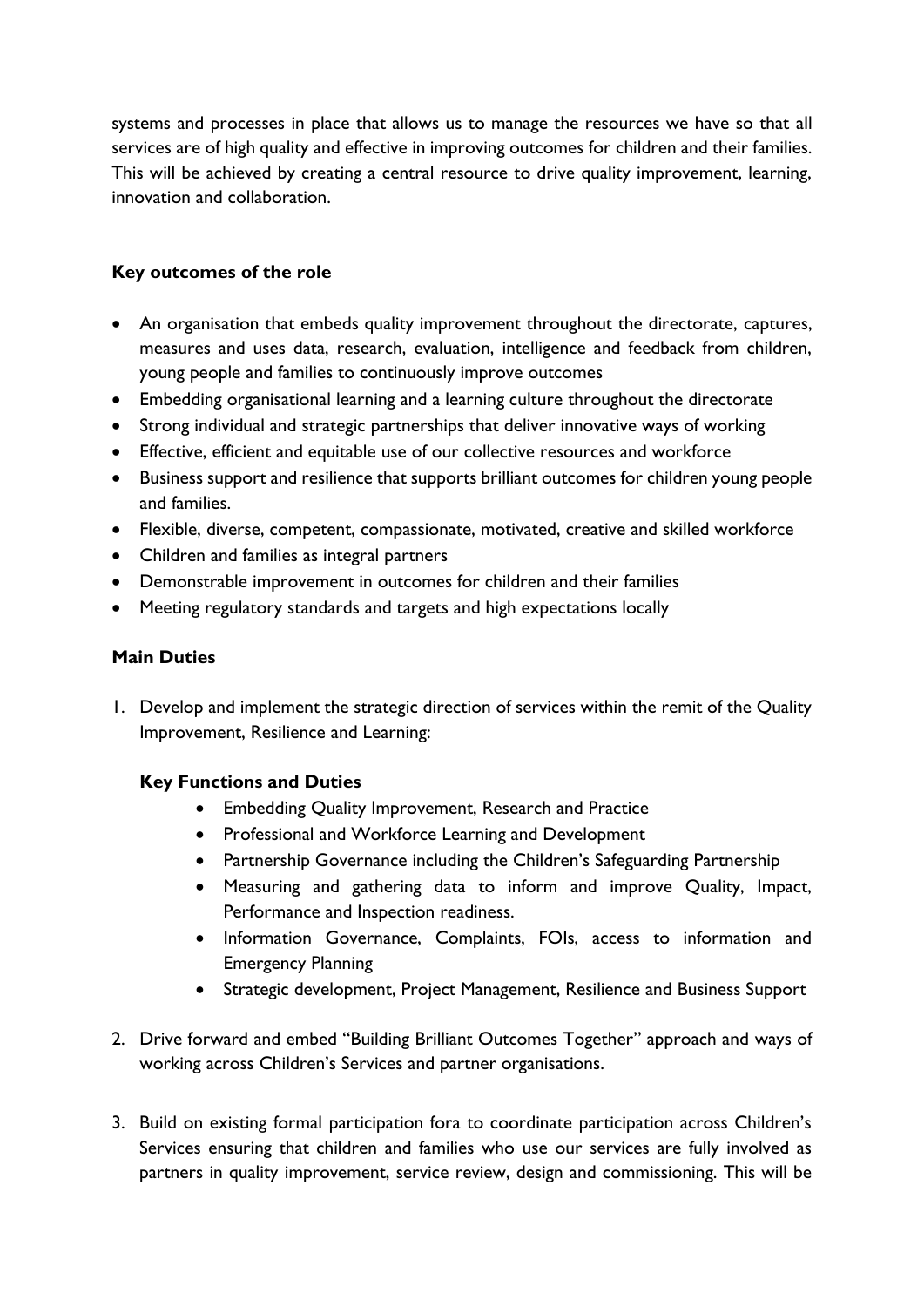systems and processes in place that allows us to manage the resources we have so that all services are of high quality and effective in improving outcomes for children and their families. This will be achieved by creating a central resource to drive quality improvement, learning, innovation and collaboration.

## Key outcomes of the role

- An organisation that embeds quality improvement throughout the directorate, captures, measures and uses data, research, evaluation, intelligence and feedback from children, young people and families to continuously improve outcomes
- Embedding organisational learning and a learning culture throughout the directorate
- Strong individual and strategic partnerships that deliver innovative ways of working
- Effective, efficient and equitable use of our collective resources and workforce
- Business support and resilience that supports brilliant outcomes for children young people and families.
- Flexible, diverse, competent, compassionate, motivated, creative and skilled workforce
- Children and families as integral partners
- Demonstrable improvement in outcomes for children and their families
- Meeting regulatory standards and targets and high expectations locally

## Main Duties

1. Develop and implement the strategic direction of services within the remit of the Quality Improvement, Resilience and Learning:

   **Key Functions and Duties**
   - Embedding Quality Improvement, Research and Practice
   - Professional and Workforce Learning and Development
   - Partnership Governance including the Children's Safeguarding Partnership
   - Measuring and gathering data to inform and improve Quality, Impact, Performance and Inspection readiness.
   - Information Governance, Complaints, FOIs, access to information and Emergency Planning
   - Strategic development, Project Management, Resilience and Business Support

2. Drive forward and embed "Building Brilliant Outcomes Together" approach and ways of working across Children's Services and partner organisations.

3. Build on existing formal participation fora to coordinate participation across Children's Services ensuring that children and families who use our services are fully involved as partners in quality improvement, service review, design and commissioning. This will be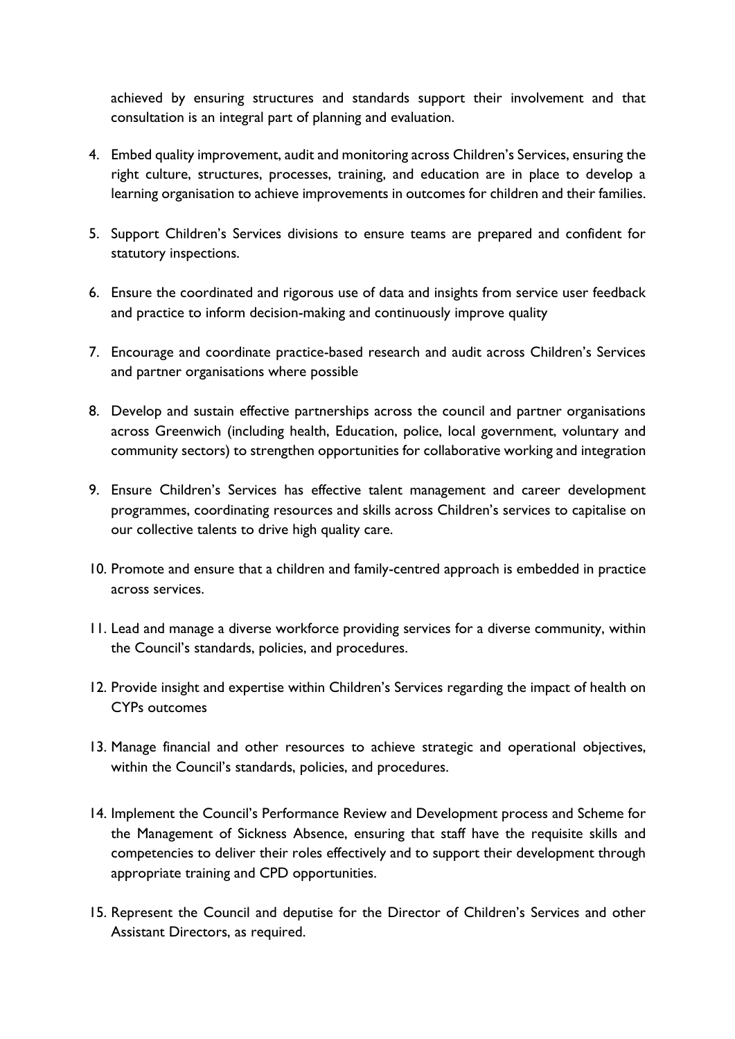achieved by ensuring structures and standards support their involvement and that consultation is an integral part of planning and evaluation.

4. Embed quality improvement, audit and monitoring across Children's Services, ensuring the right culture, structures, processes, training, and education are in place to develop a learning organisation to achieve improvements in outcomes for children and their families.

5. Support Children's Services divisions to ensure teams are prepared and confident for statutory inspections.

6. Ensure the coordinated and rigorous use of data and insights from service user feedback and practice to inform decision-making and continuously improve quality

7. Encourage and coordinate practice-based research and audit across Children's Services and partner organisations where possible

8. Develop and sustain effective partnerships across the council and partner organisations across Greenwich (including health, Education, police, local government, voluntary and community sectors) to strengthen opportunities for collaborative working and integration

9. Ensure Children's Services has effective talent management and career development programmes, coordinating resources and skills across Children's services to capitalise on our collective talents to drive high quality care.

10. Promote and ensure that a children and family-centred approach is embedded in practice across services.

11. Lead and manage a diverse workforce providing services for a diverse community, within the Council's standards, policies, and procedures.

12. Provide insight and expertise within Children's Services regarding the impact of health on CYPs outcomes

13. Manage financial and other resources to achieve strategic and operational objectives, within the Council's standards, policies, and procedures.

14. Implement the Council's Performance Review and Development process and Scheme for the Management of Sickness Absence, ensuring that staff have the requisite skills and competencies to deliver their roles effectively and to support their development through appropriate training and CPD opportunities.

15. Represent the Council and deputise for the Director of Children's Services and other Assistant Directors, as required.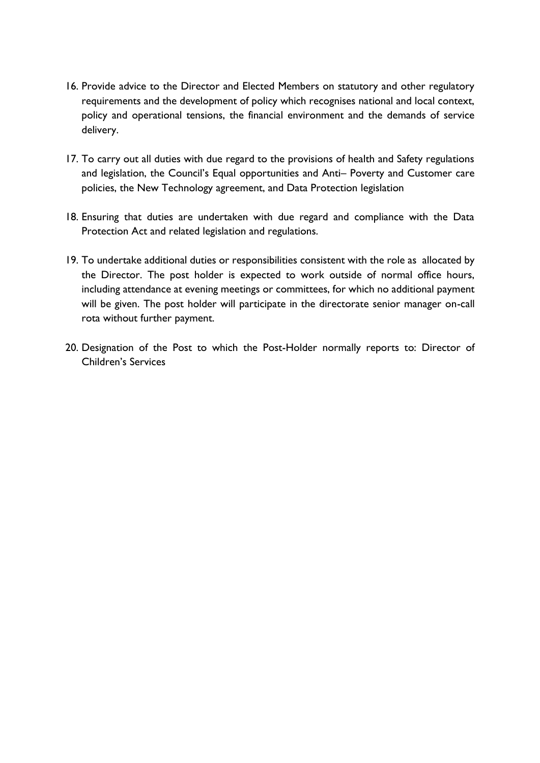16. Provide advice to the Director and Elected Members on statutory and other regulatory requirements and the development of policy which recognises national and local context, policy and operational tensions, the financial environment and the demands of service delivery.

17. To carry out all duties with due regard to the provisions of health and Safety regulations and legislation, the Council's Equal opportunities and Anti– Poverty and Customer care policies, the New Technology agreement, and Data Protection legislation

18. Ensuring that duties are undertaken with due regard and compliance with the Data Protection Act and related legislation and regulations.

19. To undertake additional duties or responsibilities consistent with the role as allocated by the Director. The post holder is expected to work outside of normal office hours, including attendance at evening meetings or committees, for which no additional payment will be given. The post holder will participate in the directorate senior manager on-call rota without further payment.

20. Designation of the Post to which the Post-Holder normally reports to: Director of Children's Services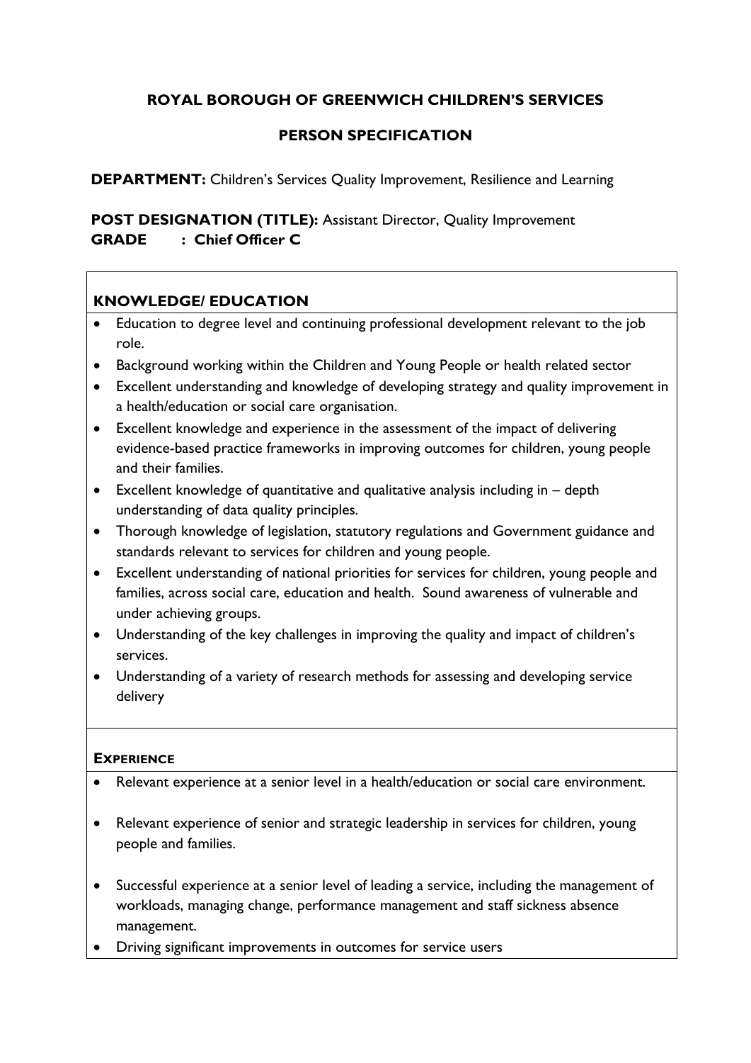**ROYAL BOROUGH OF GREENWICH CHILDREN'S SERVICES**

**PERSON SPECIFICATION**

**DEPARTMENT:** Children's Services Quality Improvement, Resilience and Learning

**POST DESIGNATION (TITLE):** Assistant Director, Quality Improvement
**GRADE : Chief Officer C**

### KNOWLEDGE/ EDUCATION

- Education to degree level and continuing professional development relevant to the job role.
- Background working within the Children and Young People or health related sector
- Excellent understanding and knowledge of developing strategy and quality improvement in a health/education or social care organisation.
- Excellent knowledge and experience in the assessment of the impact of delivering evidence-based practice frameworks in improving outcomes for children, young people and their families.
- Excellent knowledge of quantitative and qualitative analysis including in – depth understanding of data quality principles.
- Thorough knowledge of legislation, statutory regulations and Government guidance and standards relevant to services for children and young people.
- Excellent understanding of national priorities for services for children, young people and families, across social care, education and health. Sound awareness of vulnerable and under achieving groups.
- Understanding of the key challenges in improving the quality and impact of children's services.
- Understanding of a variety of research methods for assessing and developing service delivery

### EXPERIENCE

- Relevant experience at a senior level in a health/education or social care environment.
- Relevant experience of senior and strategic leadership in services for children, young people and families.
- Successful experience at a senior level of leading a service, including the management of workloads, managing change, performance management and staff sickness absence management.
- Driving significant improvements in outcomes for service users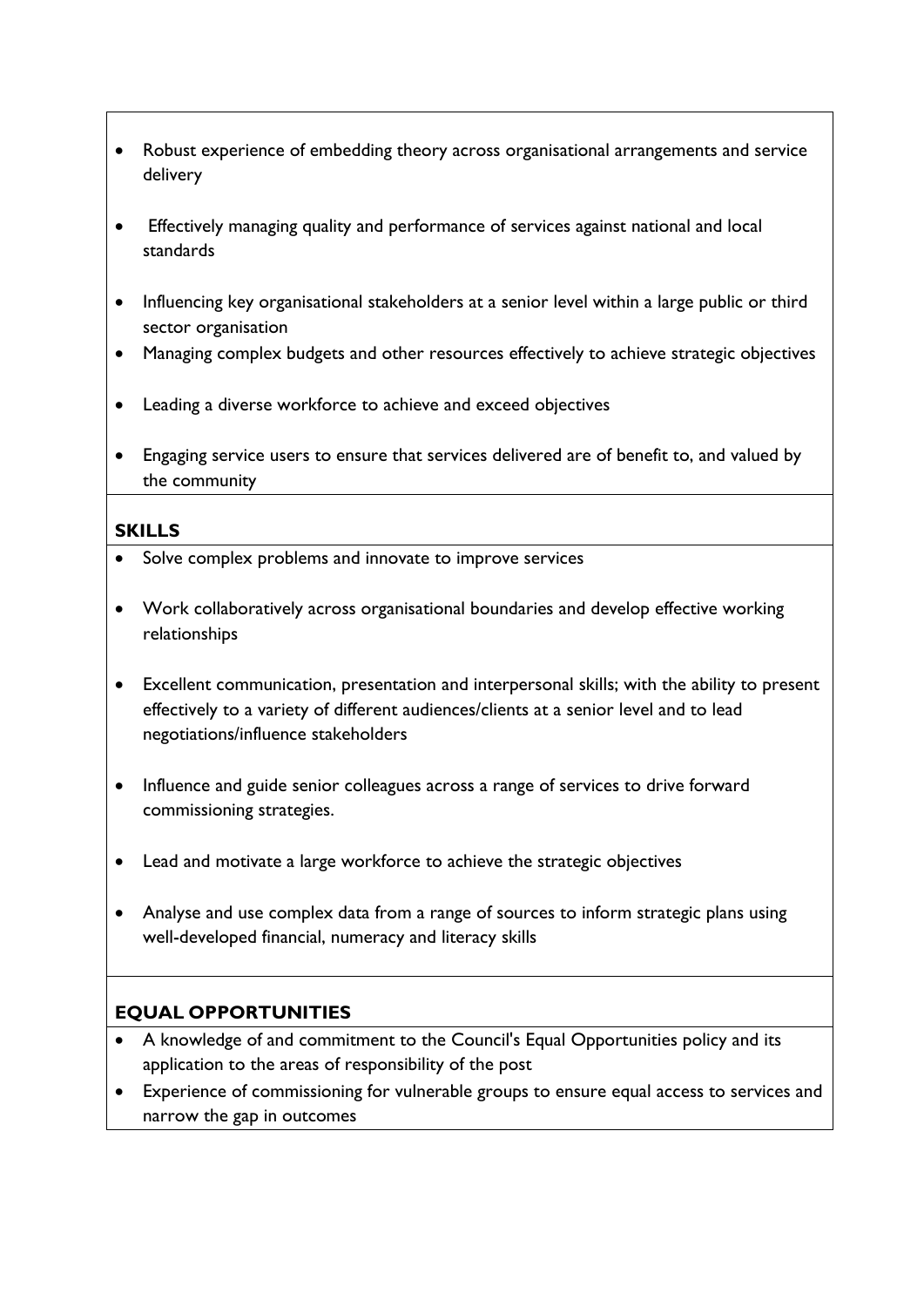- Robust experience of embedding theory across organisational arrangements and service delivery
- Effectively managing quality and performance of services against national and local standards
- Influencing key organisational stakeholders at a senior level within a large public or third sector organisation
- Managing complex budgets and other resources effectively to achieve strategic objectives
- Leading a diverse workforce to achieve and exceed objectives
- Engaging service users to ensure that services delivered are of benefit to, and valued by the community

**SKILLS**

- Solve complex problems and innovate to improve services
- Work collaboratively across organisational boundaries and develop effective working relationships
- Excellent communication, presentation and interpersonal skills; with the ability to present effectively to a variety of different audiences/clients at a senior level and to lead negotiations/influence stakeholders
- Influence and guide senior colleagues across a range of services to drive forward commissioning strategies.
- Lead and motivate a large workforce to achieve the strategic objectives
- Analyse and use complex data from a range of sources to inform strategic plans using well-developed financial, numeracy and literacy skills

**EQUAL OPPORTUNITIES**

- A knowledge of and commitment to the Council's Equal Opportunities policy and its application to the areas of responsibility of the post
- Experience of commissioning for vulnerable groups to ensure equal access to services and narrow the gap in outcomes